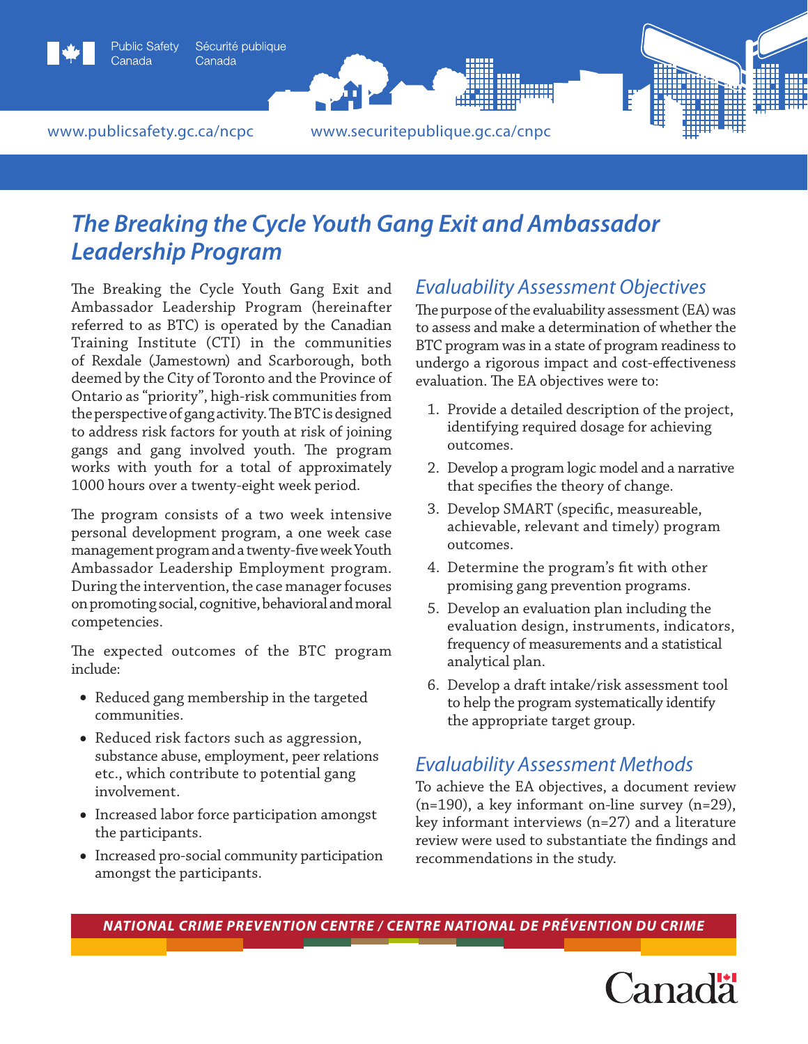Public Safety Canada | Sécurité publique Canada

www.publicsafety.gc.ca/ncpc www.securitepublique.gc.ca/cnpc

# The Breaking the Cycle Youth Gang Exit and Ambassador Leadership Program

The Breaking the Cycle Youth Gang Exit and Ambassador Leadership Program (hereinafter referred to as BTC) is operated by the Canadian Training Institute (CTI) in the communities of Rexdale (Jamestown) and Scarborough, both deemed by the City of Toronto and the Province of Ontario as "priority", high-risk communities from the perspective of gang activity. The BTC is designed to address risk factors for youth at risk of joining gangs and gang involved youth. The program works with youth for a total of approximately 1000 hours over a twenty-eight week period.

The program consists of a two week intensive personal development program, a one week case management program and a twenty-five week Youth Ambassador Leadership Employment program. During the intervention, the case manager focuses on promoting social, cognitive, behavioral and moral competencies.

The expected outcomes of the BTC program include:

- Reduced gang membership in the targeted communities.
- Reduced risk factors such as aggression, substance abuse, employment, peer relations etc., which contribute to potential gang involvement.
- Increased labor force participation amongst the participants.
- Increased pro-social community participation amongst the participants.

## Evaluability Assessment Objectives

The purpose of the evaluability assessment (EA) was to assess and make a determination of whether the BTC program was in a state of program readiness to undergo a rigorous impact and cost-effectiveness evaluation. The EA objectives were to:

1. Provide a detailed description of the project, identifying required dosage for achieving outcomes.
2. Develop a program logic model and a narrative that specifies the theory of change.
3. Develop SMART (specific, measureable, achievable, relevant and timely) program outcomes.
4. Determine the program's fit with other promising gang prevention programs.
5. Develop an evaluation plan including the evaluation design, instruments, indicators, frequency of measurements and a statistical analytical plan.
6. Develop a draft intake/risk assessment tool to help the program systematically identify the appropriate target group.

## Evaluability Assessment Methods

To achieve the EA objectives, a document review (n=190), a key informant on-line survey (n=29), key informant interviews (n=27) and a literature review were used to substantiate the findings and recommendations in the study.

NATIONAL CRIME PREVENTION CENTRE / CENTRE NATIONAL DE PRÉVENTION DU CRIME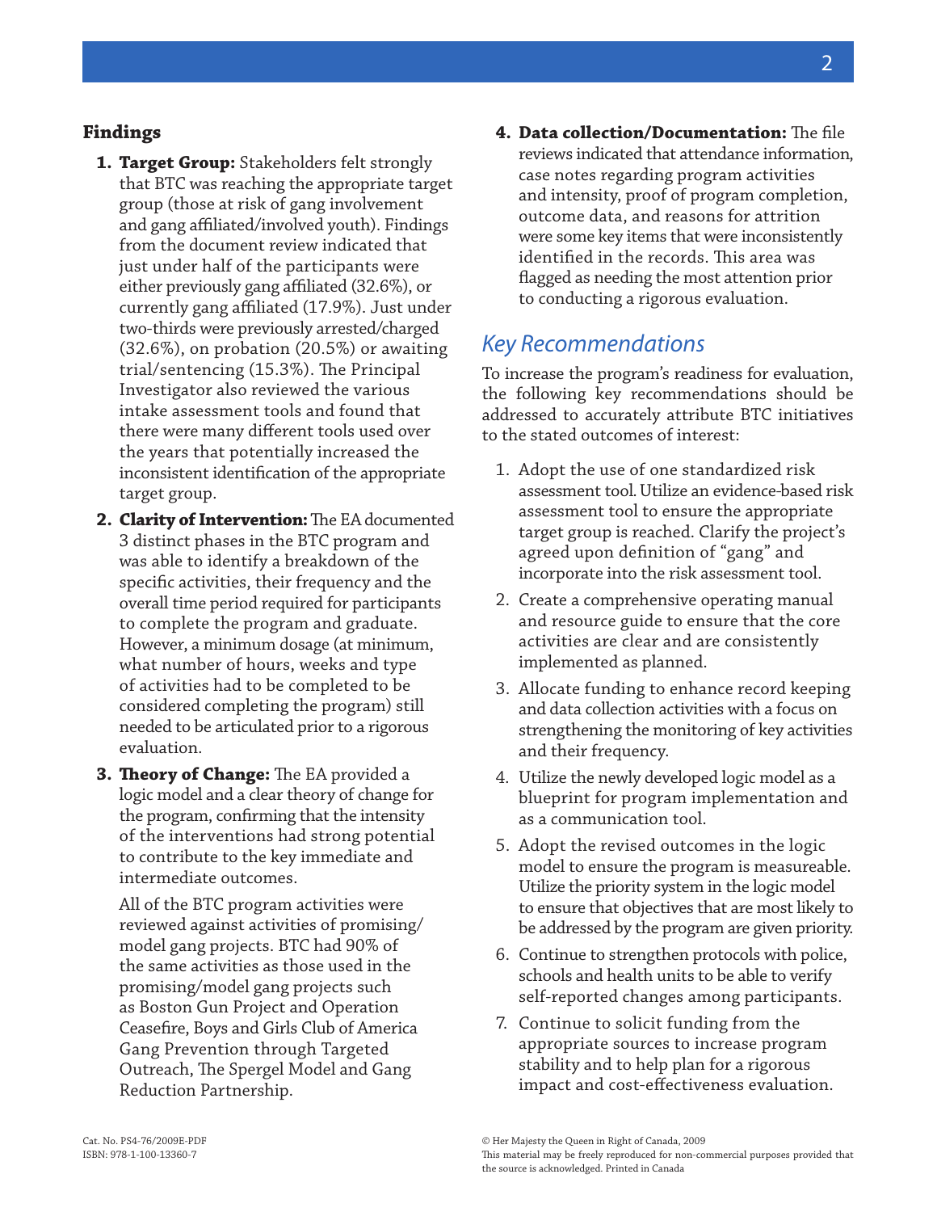## Findings

1. **Target Group:** Stakeholders felt strongly that BTC was reaching the appropriate target group (those at risk of gang involvement and gang affiliated/involved youth). Findings from the document review indicated that just under half of the participants were either previously gang affiliated (32.6%), or currently gang affiliated (17.9%). Just under two-thirds were previously arrested/charged (32.6%), on probation (20.5%) or awaiting trial/sentencing (15.3%). The Principal Investigator also reviewed the various intake assessment tools and found that there were many different tools used over the years that potentially increased the inconsistent identification of the appropriate target group.

2. **Clarity of Intervention:** The EA documented 3 distinct phases in the BTC program and was able to identify a breakdown of the specific activities, their frequency and the overall time period required for participants to complete the program and graduate. However, a minimum dosage (at minimum, what number of hours, weeks and type of activities had to be completed to be considered completing the program) still needed to be articulated prior to a rigorous evaluation.

3. **Theory of Change:** The EA provided a logic model and a clear theory of change for the program, confirming that the intensity of the interventions had strong potential to contribute to the key immediate and intermediate outcomes.

   All of the BTC program activities were reviewed against activities of promising/model gang projects. BTC had 90% of the same activities as those used in the promising/model gang projects such as Boston Gun Project and Operation Ceasefire, Boys and Girls Club of America Gang Prevention through Targeted Outreach, The Spergel Model and Gang Reduction Partnership.

4. **Data collection/Documentation:** The file reviews indicated that attendance information, case notes regarding program activities and intensity, proof of program completion, outcome data, and reasons for attrition were some key items that were inconsistently identified in the records. This area was flagged as needing the most attention prior to conducting a rigorous evaluation.

## *Key Recommendations*

To increase the program's readiness for evaluation, the following key recommendations should be addressed to accurately attribute BTC initiatives to the stated outcomes of interest:

1. Adopt the use of one standardized risk assessment tool. Utilize an evidence-based risk assessment tool to ensure the appropriate target group is reached. Clarify the project's agreed upon definition of "gang" and incorporate into the risk assessment tool.
2. Create a comprehensive operating manual and resource guide to ensure that the core activities are clear and are consistently implemented as planned.
3. Allocate funding to enhance record keeping and data collection activities with a focus on strengthening the monitoring of key activities and their frequency.
4. Utilize the newly developed logic model as a blueprint for program implementation and as a communication tool.
5. Adopt the revised outcomes in the logic model to ensure the program is measureable. Utilize the priority system in the logic model to ensure that objectives that are most likely to be addressed by the program are given priority.
6. Continue to strengthen protocols with police, schools and health units to be able to verify self-reported changes among participants.
7. Continue to solicit funding from the appropriate sources to increase program stability and to help plan for a rigorous impact and cost-effectiveness evaluation.

Cat. No. PS4-76/2009E-PDF
ISBN: 978-1-100-13360-7

© Her Majesty the Queen in Right of Canada, 2009
This material may be freely reproduced for non-commercial purposes provided that the source is acknowledged. Printed in Canada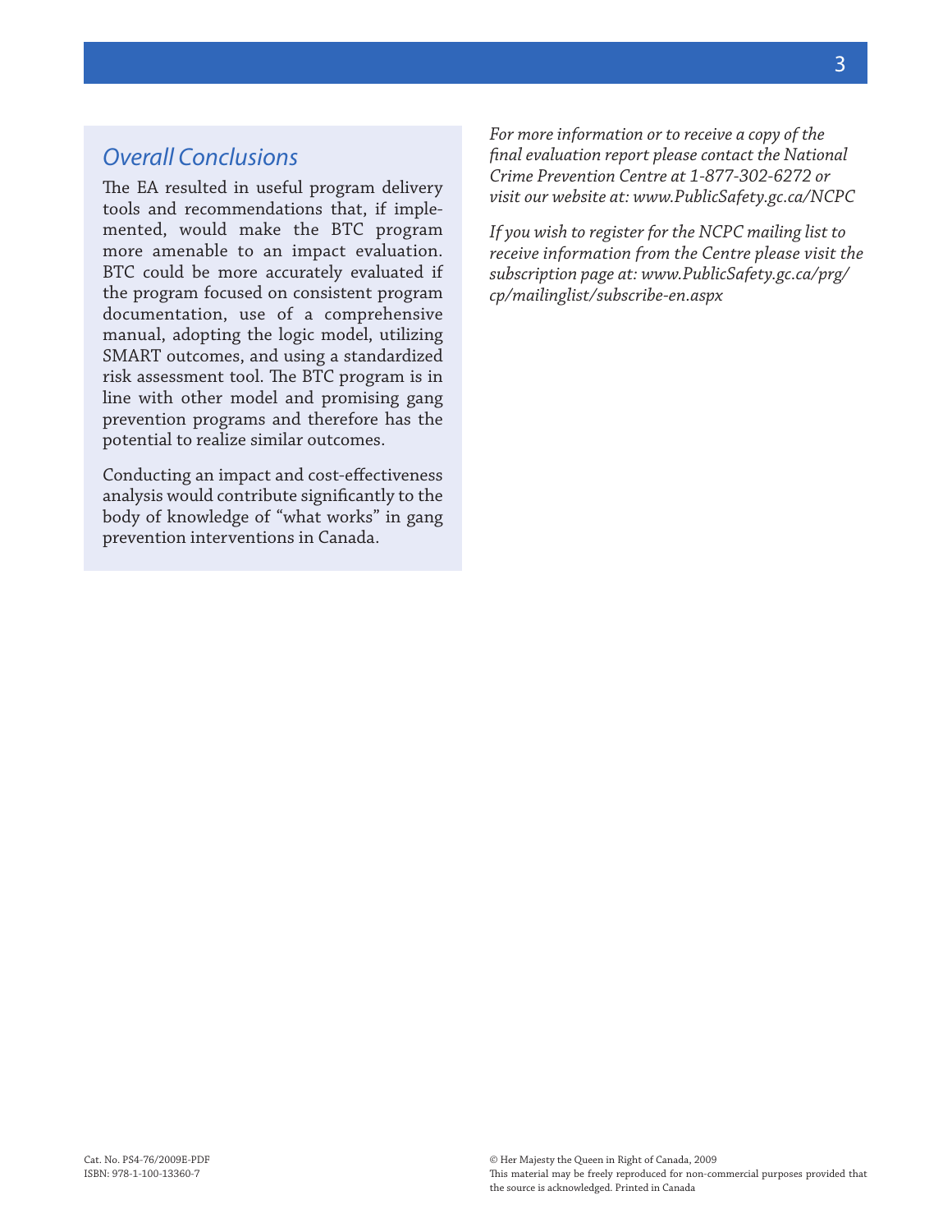## *Overall Conclusions*

The EA resulted in useful program delivery tools and recommendations that, if implemented, would make the BTC program more amenable to an impact evaluation. BTC could be more accurately evaluated if the program focused on consistent program documentation, use of a comprehensive manual, adopting the logic model, utilizing SMART outcomes, and using a standardized risk assessment tool. The BTC program is in line with other model and promising gang prevention programs and therefore has the potential to realize similar outcomes.

Conducting an impact and cost-effectiveness analysis would contribute significantly to the body of knowledge of "what works" in gang prevention interventions in Canada.

*For more information or to receive a copy of the final evaluation report please contact the National Crime Prevention Centre at 1-877-302-6272 or visit our website at: www.PublicSafety.gc.ca/NCPC*

*If you wish to register for the NCPC mailing list to receive information from the Centre please visit the subscription page at: www.PublicSafety.gc.ca/prg/cp/mailinglist/subscribe-en.aspx*

Cat. No. PS4-76/2009E-PDF
ISBN: 978-1-100-13360-7

© Her Majesty the Queen in Right of Canada, 2009
This material may be freely reproduced for non-commercial purposes provided that the source is acknowledged. Printed in Canada